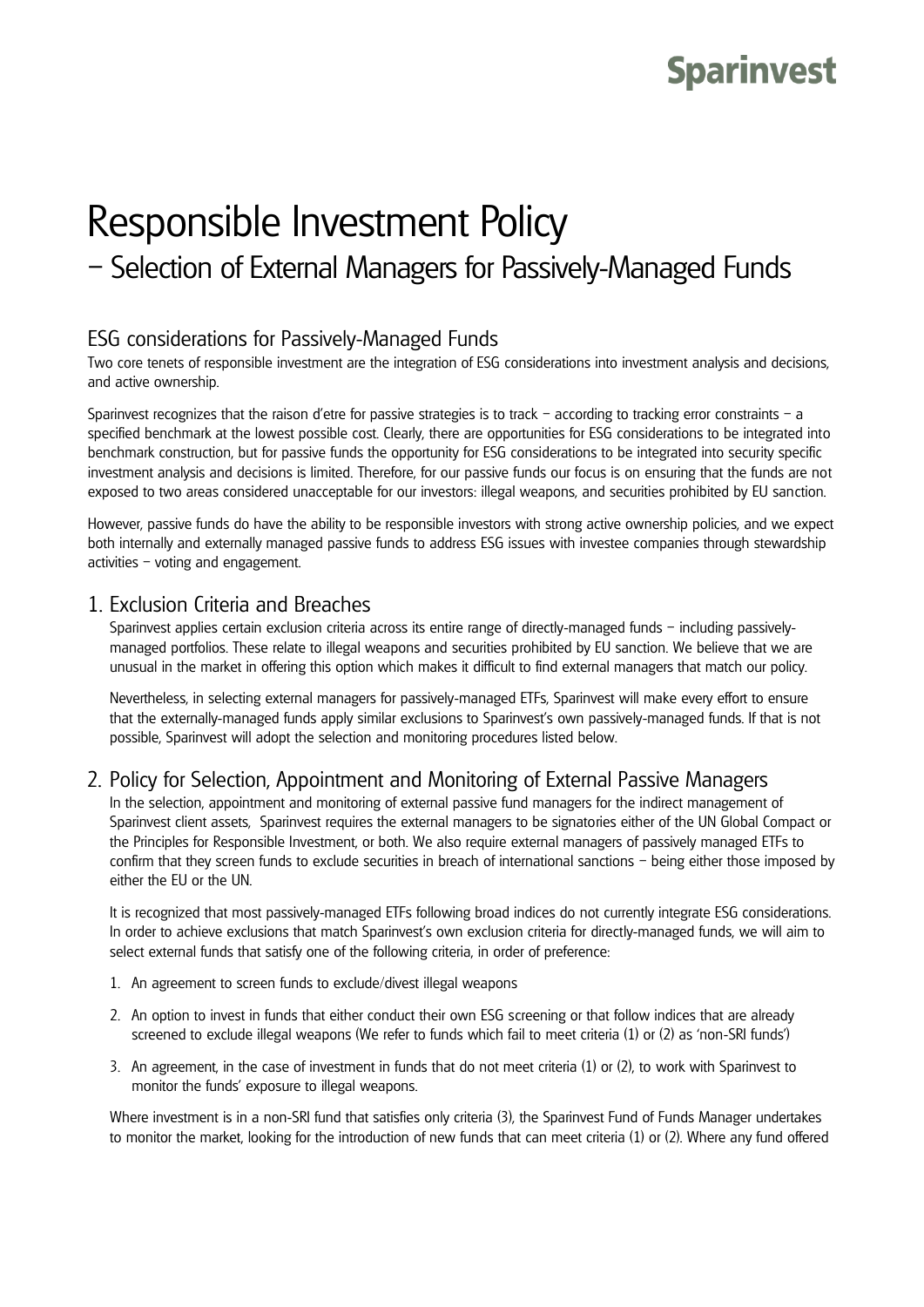Sparinvest

# Responsible Investment Policy

## – Selection of External Managers for Passively-Managed Funds

### ESG considerations for Passively-Managed Funds

Two core tenets of responsible investment are the integration of ESG considerations into investment analysis and decisions, and active ownership.

Sparinvest recognizes that the raison d'etre for passive strategies is to track – according to tracking error constraints – a specified benchmark at the lowest possible cost. Clearly, there are opportunities for ESG considerations to be integrated into benchmark construction, but for passive funds the opportunity for ESG considerations to be integrated into security specific investment analysis and decisions is limited. Therefore, for our passive funds our focus is on ensuring that the funds are not exposed to two areas considered unacceptable for our investors: illegal weapons, and securities prohibited by EU sanction.

However, passive funds do have the ability to be responsible investors with strong active ownership policies, and we expect both internally and externally managed passive funds to address ESG issues with investee companies through stewardship activities – voting and engagement.

### 1. Exclusion Criteria and Breaches

Sparinvest applies certain exclusion criteria across its entire range of directly-managed funds – including passively-managed portfolios. These relate to illegal weapons and securities prohibited by EU sanction. We believe that we are unusual in the market in offering this option which makes it difficult to find external managers that match our policy.

Nevertheless, in selecting external managers for passively-managed ETFs, Sparinvest will make every effort to ensure that the externally-managed funds apply similar exclusions to Sparinvest's own passively-managed funds. If that is not possible, Sparinvest will adopt the selection and monitoring procedures listed below.

### 2. Policy for Selection, Appointment and Monitoring of External Passive Managers

In the selection, appointment and monitoring of external passive fund managers for the indirect management of Sparinvest client assets, Sparinvest requires the external managers to be signatories either of the UN Global Compact or the Principles for Responsible Investment, or both. We also require external managers of passively managed ETFs to confirm that they screen funds to exclude securities in breach of international sanctions – being either those imposed by either the EU or the UN.

It is recognized that most passively-managed ETFs following broad indices do not currently integrate ESG considerations. In order to achieve exclusions that match Sparinvest's own exclusion criteria for directly-managed funds, we will aim to select external funds that satisfy one of the following criteria, in order of preference:

1. An agreement to screen funds to exclude/divest illegal weapons
2. An option to invest in funds that either conduct their own ESG screening or that follow indices that are already screened to exclude illegal weapons (We refer to funds which fail to meet criteria (1) or (2) as 'non-SRI funds')
3. An agreement, in the case of investment in funds that do not meet criteria (1) or (2), to work with Sparinvest to monitor the funds' exposure to illegal weapons.

Where investment is in a non-SRI fund that satisfies only criteria (3), the Sparinvest Fund of Funds Manager undertakes to monitor the market, looking for the introduction of new funds that can meet criteria (1) or (2). Where any fund offered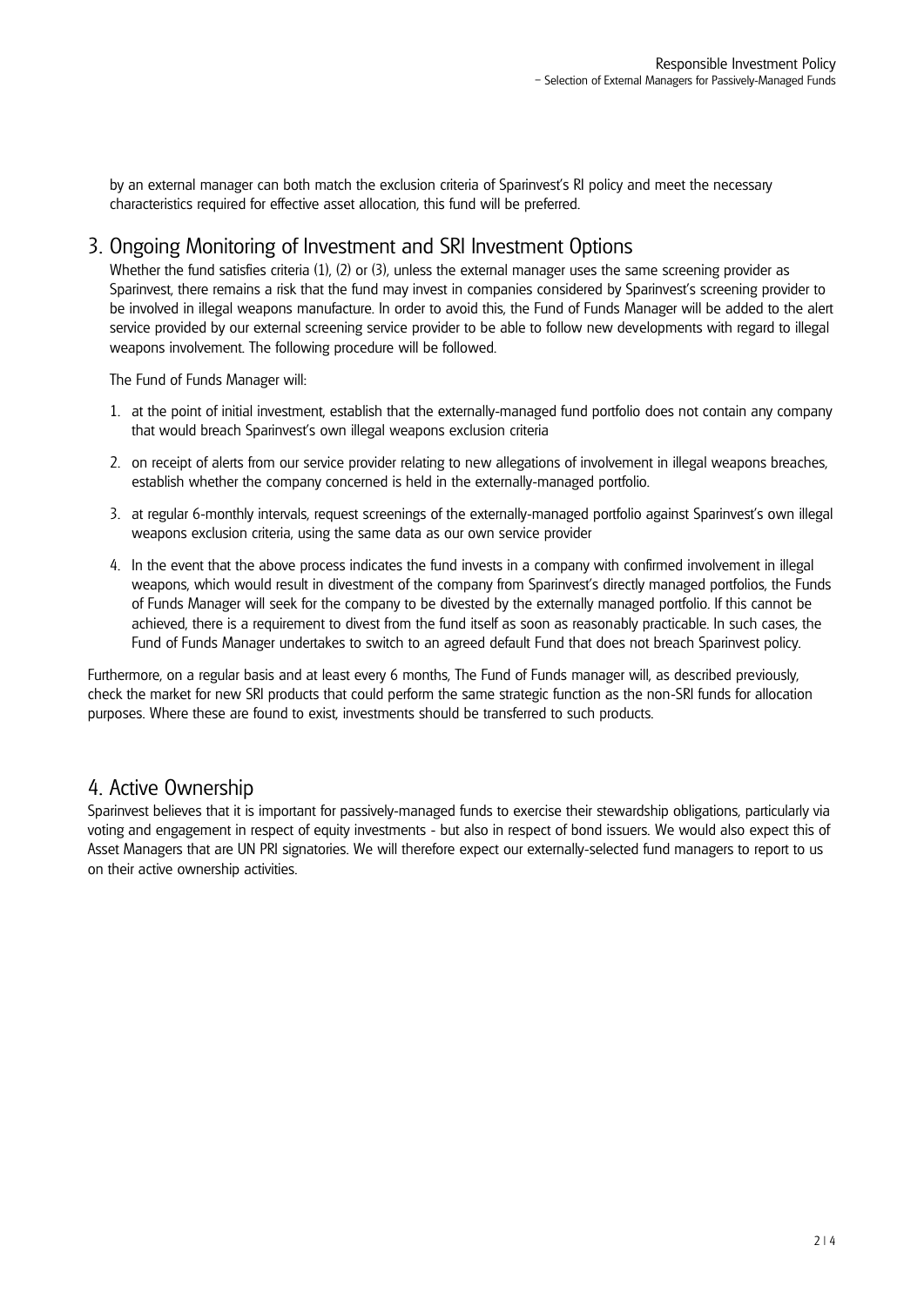by an external manager can both match the exclusion criteria of Sparinvest's RI policy and meet the necessary characteristics required for effective asset allocation, this fund will be preferred.

## 3. Ongoing Monitoring of Investment and SRI Investment Options

Whether the fund satisfies criteria (1), (2) or (3), unless the external manager uses the same screening provider as Sparinvest, there remains a risk that the fund may invest in companies considered by Sparinvest's screening provider to be involved in illegal weapons manufacture. In order to avoid this, the Fund of Funds Manager will be added to the alert service provided by our external screening service provider to be able to follow new developments with regard to illegal weapons involvement. The following procedure will be followed.

The Fund of Funds Manager will:

1. at the point of initial investment, establish that the externally-managed fund portfolio does not contain any company that would breach Sparinvest's own illegal weapons exclusion criteria
2. on receipt of alerts from our service provider relating to new allegations of involvement in illegal weapons breaches, establish whether the company concerned is held in the externally-managed portfolio.
3. at regular 6-monthly intervals, request screenings of the externally-managed portfolio against Sparinvest's own illegal weapons exclusion criteria, using the same data as our own service provider
4. In the event that the above process indicates the fund invests in a company with confirmed involvement in illegal weapons, which would result in divestment of the company from Sparinvest's directly managed portfolios, the Funds of Funds Manager will seek for the company to be divested by the externally managed portfolio. If this cannot be achieved, there is a requirement to divest from the fund itself as soon as reasonably practicable. In such cases, the Fund of Funds Manager undertakes to switch to an agreed default Fund that does not breach Sparinvest policy.

Furthermore, on a regular basis and at least every 6 months, The Fund of Funds manager will, as described previously, check the market for new SRI products that could perform the same strategic function as the non-SRI funds for allocation purposes. Where these are found to exist, investments should be transferred to such products.

## 4. Active Ownership

Sparinvest believes that it is important for passively-managed funds to exercise their stewardship obligations, particularly via voting and engagement in respect of equity investments - but also in respect of bond issuers. We would also expect this of Asset Managers that are UN PRI signatories. We will therefore expect our externally-selected fund managers to report to us on their active ownership activities.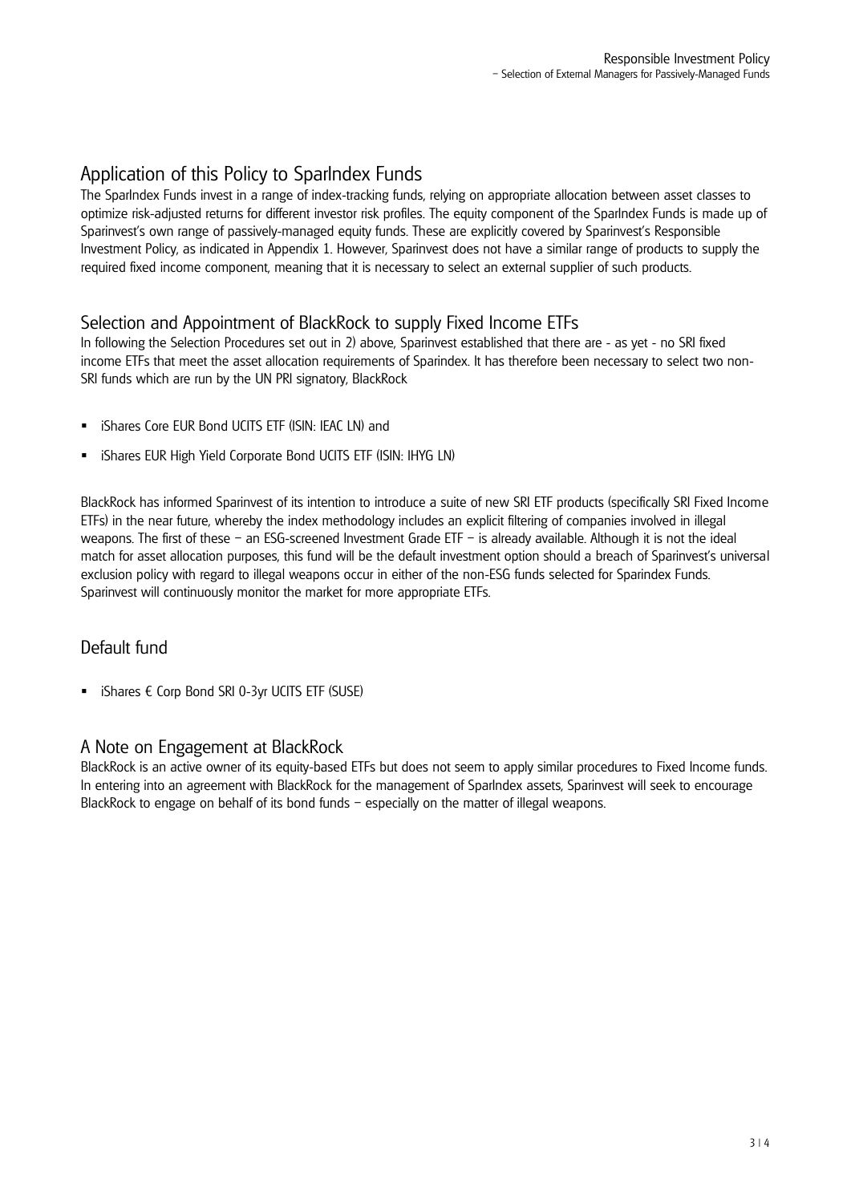## Application of this Policy to SparIndex Funds

The SparIndex Funds invest in a range of index-tracking funds, relying on appropriate allocation between asset classes to optimize risk-adjusted returns for different investor risk profiles. The equity component of the SparIndex Funds is made up of Sparinvest's own range of passively-managed equity funds. These are explicitly covered by Sparinvest's Responsible Investment Policy, as indicated in Appendix 1. However, Sparinvest does not have a similar range of products to supply the required fixed income component, meaning that it is necessary to select an external supplier of such products.

## Selection and Appointment of BlackRock to supply Fixed Income ETFs

In following the Selection Procedures set out in 2) above, Sparinvest established that there are - as yet - no SRI fixed income ETFs that meet the asset allocation requirements of Sparindex. It has therefore been necessary to select two non-SRI funds which are run by the UN PRI signatory, BlackRock

- iShares Core EUR Bond UCITS ETF (ISIN: IEAC LN) and
- iShares EUR High Yield Corporate Bond UCITS ETF (ISIN: IHYG LN)

BlackRock has informed Sparinvest of its intention to introduce a suite of new SRI ETF products (specifically SRI Fixed Income ETFs) in the near future, whereby the index methodology includes an explicit filtering of companies involved in illegal weapons. The first of these – an ESG-screened Investment Grade ETF – is already available. Although it is not the ideal match for asset allocation purposes, this fund will be the default investment option should a breach of Sparinvest's universal exclusion policy with regard to illegal weapons occur in either of the non-ESG funds selected for Sparindex Funds. Sparinvest will continuously monitor the market for more appropriate ETFs.

## Default fund

- iShares € Corp Bond SRI 0-3yr UCITS ETF (SUSE)

## A Note on Engagement at BlackRock

BlackRock is an active owner of its equity-based ETFs but does not seem to apply similar procedures to Fixed Income funds. In entering into an agreement with BlackRock for the management of SparIndex assets, Sparinvest will seek to encourage BlackRock to engage on behalf of its bond funds – especially on the matter of illegal weapons.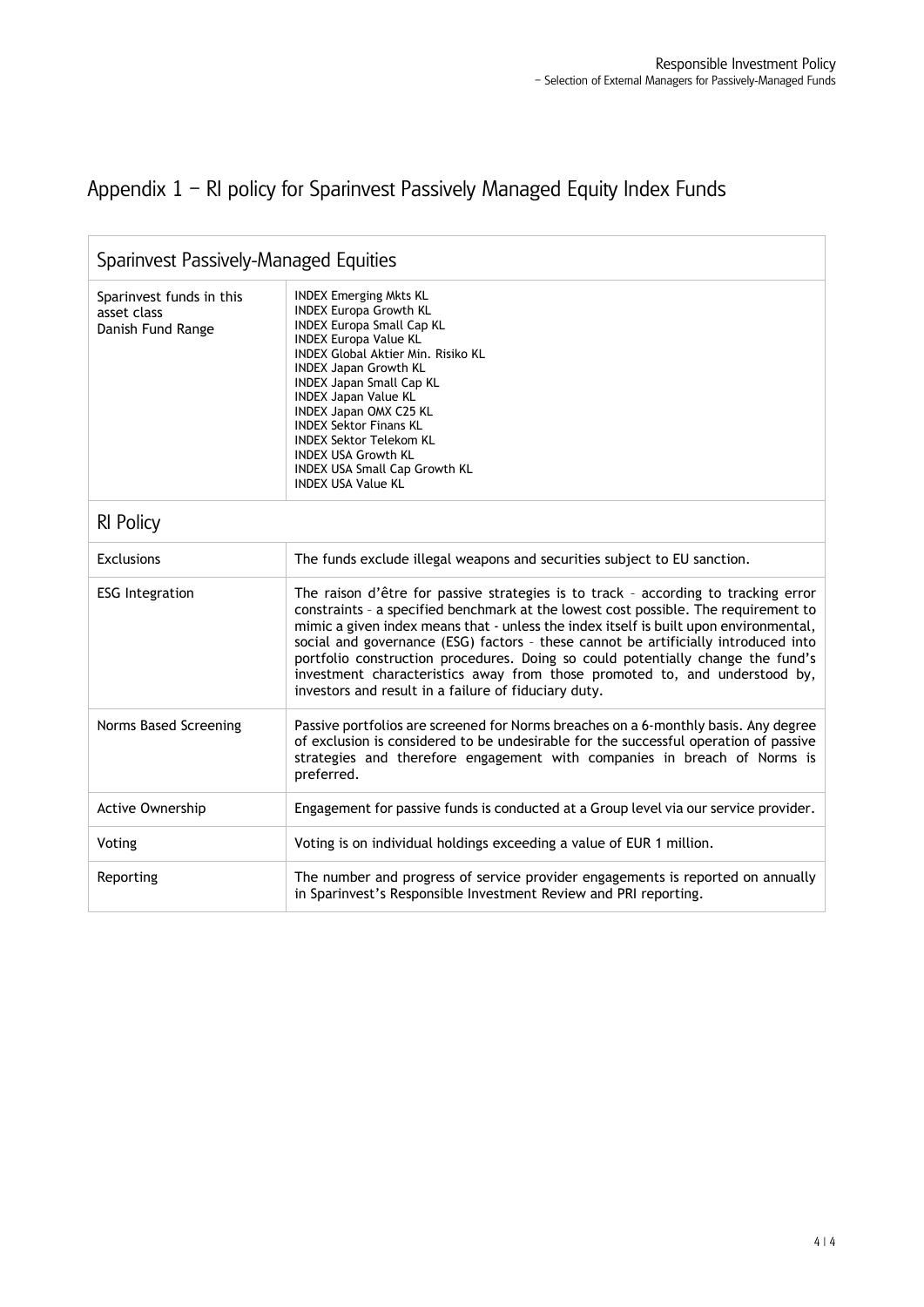# Appendix 1 – RI policy for Sparinvest Passively Managed Equity Index Funds

| Sparinvest Passively-Managed Equities | |
|---|---|
| Sparinvest funds in this asset class Danish Fund Range | INDEX Emerging Mkts KL<br>INDEX Europa Growth KL<br>INDEX Europa Small Cap KL<br>INDEX Europa Value KL<br>INDEX Global Aktier Min. Risiko KL<br>INDEX Japan Growth KL<br>INDEX Japan Small Cap KL<br>INDEX Japan Value KL<br>INDEX Japan OMX C25 KL<br>INDEX Sektor Finans KL<br>INDEX Sektor Telekom KL<br>INDEX USA Growth KL<br>INDEX USA Small Cap Growth KL<br>INDEX USA Value KL |
| **RI Policy** | |
| Exclusions | The funds exclude illegal weapons and securities subject to EU sanction. |
| ESG Integration | The raison d'être for passive strategies is to track – according to tracking error constraints – a specified benchmark at the lowest cost possible. The requirement to mimic a given index means that - unless the index itself is built upon environmental, social and governance (ESG) factors – these cannot be artificially introduced into portfolio construction procedures. Doing so could potentially change the fund's investment characteristics away from those promoted to, and understood by, investors and result in a failure of fiduciary duty. |
| Norms Based Screening | Passive portfolios are screened for Norms breaches on a 6-monthly basis. Any degree of exclusion is considered to be undesirable for the successful operation of passive strategies and therefore engagement with companies in breach of Norms is preferred. |
| Active Ownership | Engagement for passive funds is conducted at a Group level via our service provider. |
| Voting | Voting is on individual holdings exceeding a value of EUR 1 million. |
| Reporting | The number and progress of service provider engagements is reported on annually in Sparinvest's Responsible Investment Review and PRI reporting. |